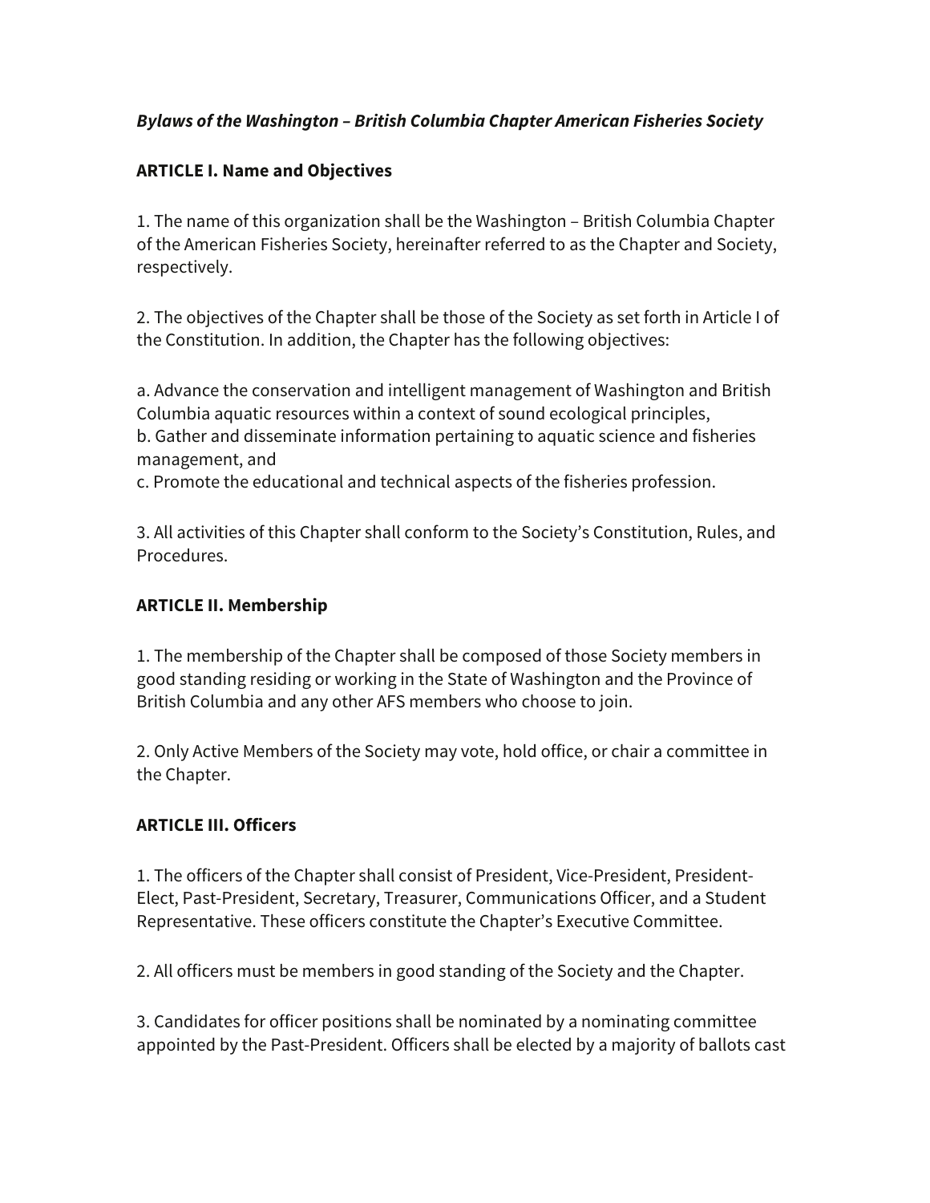***Bylaws of the Washington – British Columbia Chapter American Fisheries Society***

## ARTICLE I. Name and Objectives

1. The name of this organization shall be the Washington – British Columbia Chapter of the American Fisheries Society, hereinafter referred to as the Chapter and Society, respectively.

2. The objectives of the Chapter shall be those of the Society as set forth in Article I of the Constitution. In addition, the Chapter has the following objectives:

a. Advance the conservation and intelligent management of Washington and British Columbia aquatic resources within a context of sound ecological principles,
b. Gather and disseminate information pertaining to aquatic science and fisheries management, and
c. Promote the educational and technical aspects of the fisheries profession.

3. All activities of this Chapter shall conform to the Society's Constitution, Rules, and Procedures.

## ARTICLE II. Membership

1. The membership of the Chapter shall be composed of those Society members in good standing residing or working in the State of Washington and the Province of British Columbia and any other AFS members who choose to join.

2. Only Active Members of the Society may vote, hold office, or chair a committee in the Chapter.

## ARTICLE III. Officers

1. The officers of the Chapter shall consist of President, Vice-President, President-Elect, Past-President, Secretary, Treasurer, Communications Officer, and a Student Representative. These officers constitute the Chapter's Executive Committee.

2. All officers must be members in good standing of the Society and the Chapter.

3. Candidates for officer positions shall be nominated by a nominating committee appointed by the Past-President. Officers shall be elected by a majority of ballots cast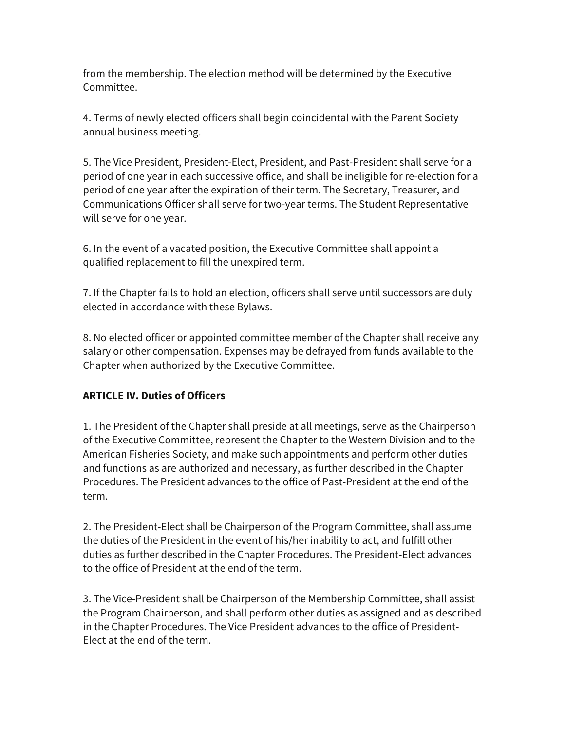from the membership. The election method will be determined by the Executive Committee.

4. Terms of newly elected officers shall begin coincidental with the Parent Society annual business meeting.

5. The Vice President, President-Elect, President, and Past-President shall serve for a period of one year in each successive office, and shall be ineligible for re-election for a period of one year after the expiration of their term. The Secretary, Treasurer, and Communications Officer shall serve for two-year terms. The Student Representative will serve for one year.

6. In the event of a vacated position, the Executive Committee shall appoint a qualified replacement to fill the unexpired term.

7. If the Chapter fails to hold an election, officers shall serve until successors are duly elected in accordance with these Bylaws.

8. No elected officer or appointed committee member of the Chapter shall receive any salary or other compensation. Expenses may be defrayed from funds available to the Chapter when authorized by the Executive Committee.

**ARTICLE IV. Duties of Officers**

1. The President of the Chapter shall preside at all meetings, serve as the Chairperson of the Executive Committee, represent the Chapter to the Western Division and to the American Fisheries Society, and make such appointments and perform other duties and functions as are authorized and necessary, as further described in the Chapter Procedures. The President advances to the office of Past-President at the end of the term.

2. The President-Elect shall be Chairperson of the Program Committee, shall assume the duties of the President in the event of his/her inability to act, and fulfill other duties as further described in the Chapter Procedures. The President-Elect advances to the office of President at the end of the term.

3. The Vice-President shall be Chairperson of the Membership Committee, shall assist the Program Chairperson, and shall perform other duties as assigned and as described in the Chapter Procedures. The Vice President advances to the office of President-Elect at the end of the term.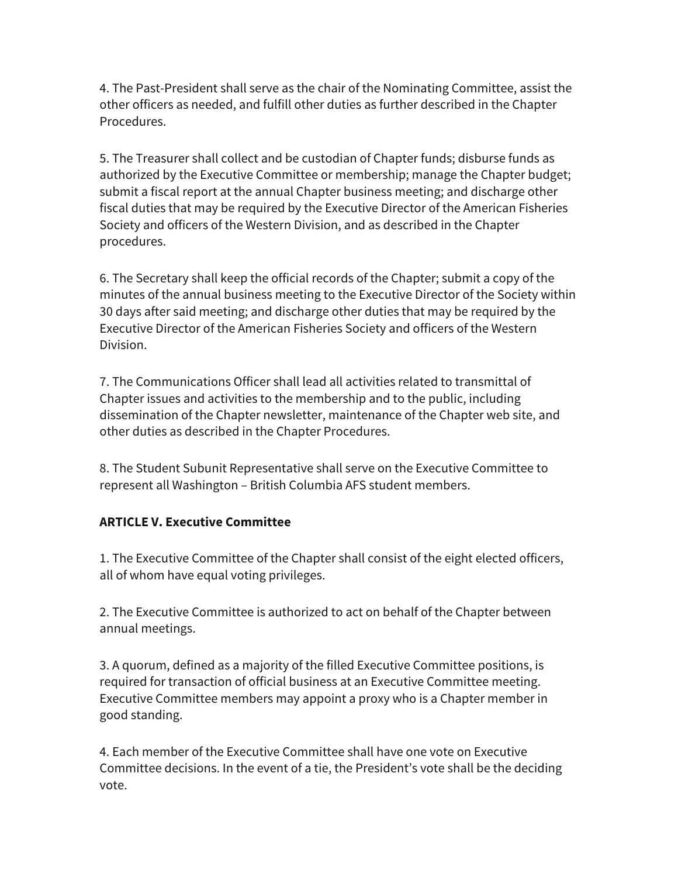4. The Past-President shall serve as the chair of the Nominating Committee, assist the other officers as needed, and fulfill other duties as further described in the Chapter Procedures.

5. The Treasurer shall collect and be custodian of Chapter funds; disburse funds as authorized by the Executive Committee or membership; manage the Chapter budget; submit a fiscal report at the annual Chapter business meeting; and discharge other fiscal duties that may be required by the Executive Director of the American Fisheries Society and officers of the Western Division, and as described in the Chapter procedures.

6. The Secretary shall keep the official records of the Chapter; submit a copy of the minutes of the annual business meeting to the Executive Director of the Society within 30 days after said meeting; and discharge other duties that may be required by the Executive Director of the American Fisheries Society and officers of the Western Division.

7. The Communications Officer shall lead all activities related to transmittal of Chapter issues and activities to the membership and to the public, including dissemination of the Chapter newsletter, maintenance of the Chapter web site, and other duties as described in the Chapter Procedures.

8. The Student Subunit Representative shall serve on the Executive Committee to represent all Washington – British Columbia AFS student members.

**ARTICLE V. Executive Committee**

1. The Executive Committee of the Chapter shall consist of the eight elected officers, all of whom have equal voting privileges.

2. The Executive Committee is authorized to act on behalf of the Chapter between annual meetings.

3. A quorum, defined as a majority of the filled Executive Committee positions, is required for transaction of official business at an Executive Committee meeting. Executive Committee members may appoint a proxy who is a Chapter member in good standing.

4. Each member of the Executive Committee shall have one vote on Executive Committee decisions. In the event of a tie, the President's vote shall be the deciding vote.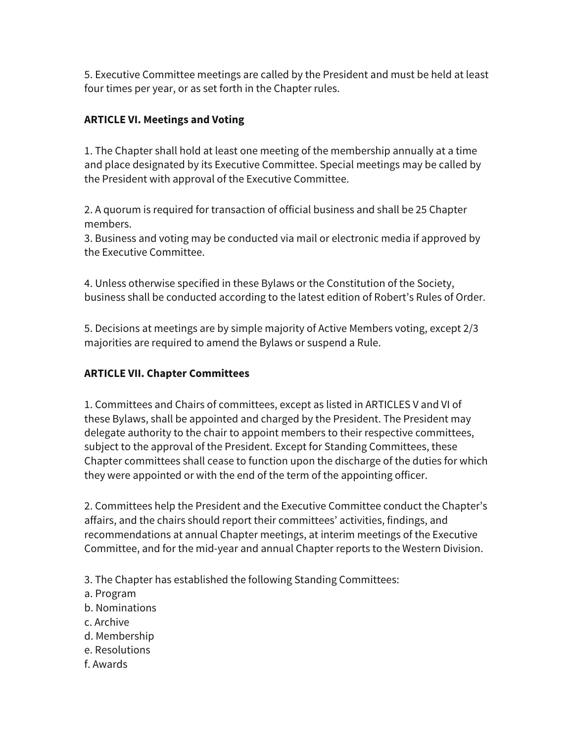5. Executive Committee meetings are called by the President and must be held at least four times per year, or as set forth in the Chapter rules.

**ARTICLE VI. Meetings and Voting**

1. The Chapter shall hold at least one meeting of the membership annually at a time and place designated by its Executive Committee. Special meetings may be called by the President with approval of the Executive Committee.

2. A quorum is required for transaction of official business and shall be 25 Chapter members.
3. Business and voting may be conducted via mail or electronic media if approved by the Executive Committee.

4. Unless otherwise specified in these Bylaws or the Constitution of the Society, business shall be conducted according to the latest edition of Robert's Rules of Order.

5. Decisions at meetings are by simple majority of Active Members voting, except 2/3 majorities are required to amend the Bylaws or suspend a Rule.

**ARTICLE VII. Chapter Committees**

1. Committees and Chairs of committees, except as listed in ARTICLES V and VI of these Bylaws, shall be appointed and charged by the President. The President may delegate authority to the chair to appoint members to their respective committees, subject to the approval of the President. Except for Standing Committees, these Chapter committees shall cease to function upon the discharge of the duties for which they were appointed or with the end of the term of the appointing officer.

2. Committees help the President and the Executive Committee conduct the Chapter's affairs, and the chairs should report their committees' activities, findings, and recommendations at annual Chapter meetings, at interim meetings of the Executive Committee, and for the mid-year and annual Chapter reports to the Western Division.

3. The Chapter has established the following Standing Committees:
a. Program
b. Nominations
c. Archive
d. Membership
e. Resolutions
f. Awards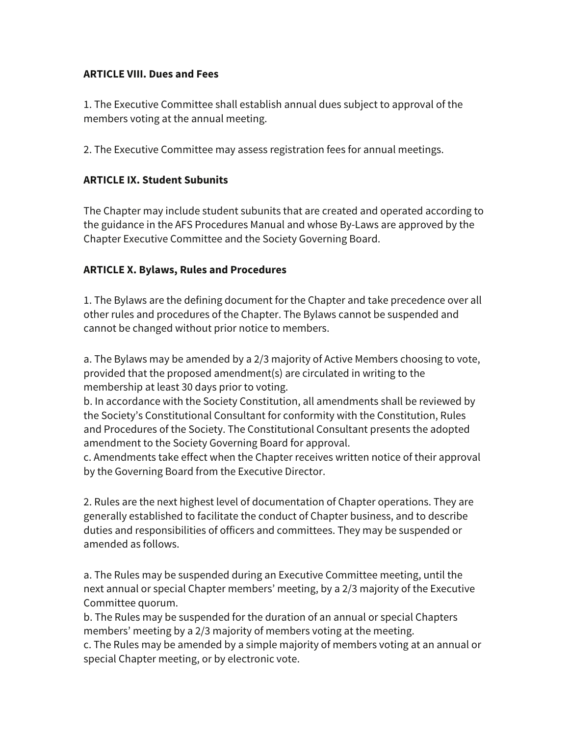**ARTICLE VIII. Dues and Fees**

1. The Executive Committee shall establish annual dues subject to approval of the members voting at the annual meeting.

2. The Executive Committee may assess registration fees for annual meetings.

**ARTICLE IX. Student Subunits**

The Chapter may include student subunits that are created and operated according to the guidance in the AFS Procedures Manual and whose By-Laws are approved by the Chapter Executive Committee and the Society Governing Board.

**ARTICLE X. Bylaws, Rules and Procedures**

1. The Bylaws are the defining document for the Chapter and take precedence over all other rules and procedures of the Chapter. The Bylaws cannot be suspended and cannot be changed without prior notice to members.

a. The Bylaws may be amended by a 2/3 majority of Active Members choosing to vote, provided that the proposed amendment(s) are circulated in writing to the membership at least 30 days prior to voting.
b. In accordance with the Society Constitution, all amendments shall be reviewed by the Society's Constitutional Consultant for conformity with the Constitution, Rules and Procedures of the Society. The Constitutional Consultant presents the adopted amendment to the Society Governing Board for approval.
c. Amendments take effect when the Chapter receives written notice of their approval by the Governing Board from the Executive Director.

2. Rules are the next highest level of documentation of Chapter operations. They are generally established to facilitate the conduct of Chapter business, and to describe duties and responsibilities of officers and committees. They may be suspended or amended as follows.

a. The Rules may be suspended during an Executive Committee meeting, until the next annual or special Chapter members' meeting, by a 2/3 majority of the Executive Committee quorum.
b. The Rules may be suspended for the duration of an annual or special Chapters members' meeting by a 2/3 majority of members voting at the meeting.
c. The Rules may be amended by a simple majority of members voting at an annual or special Chapter meeting, or by electronic vote.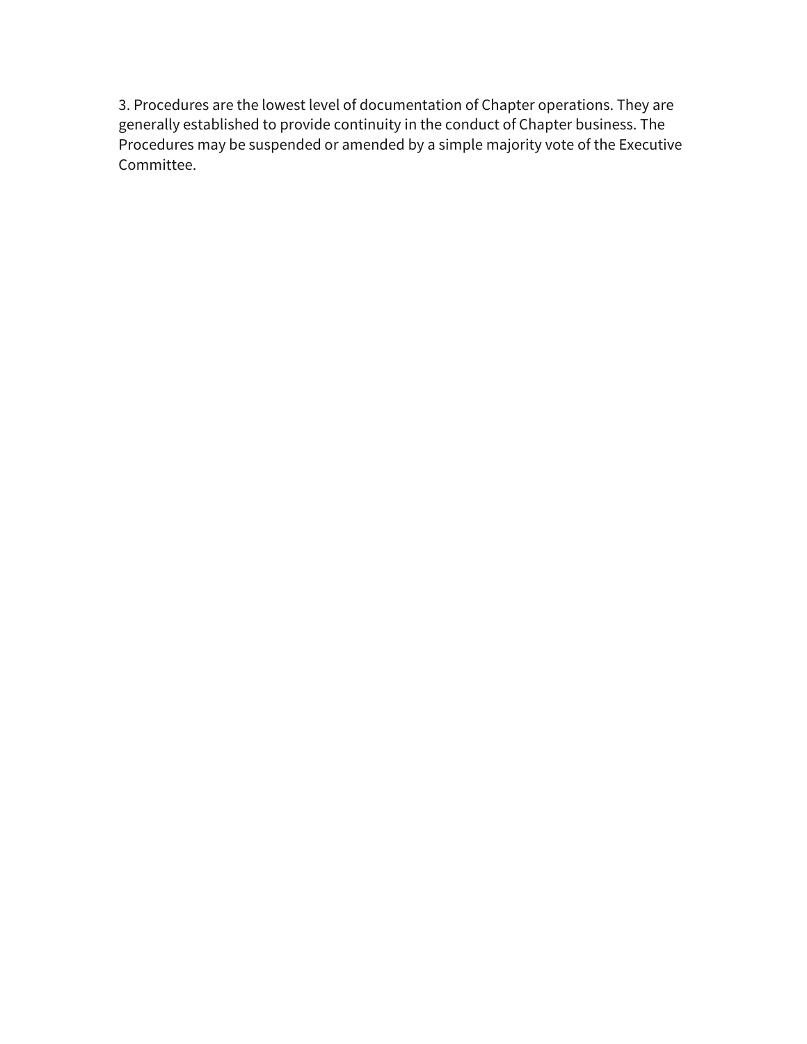3. Procedures are the lowest level of documentation of Chapter operations. They are generally established to provide continuity in the conduct of Chapter business. The Procedures may be suspended or amended by a simple majority vote of the Executive Committee.